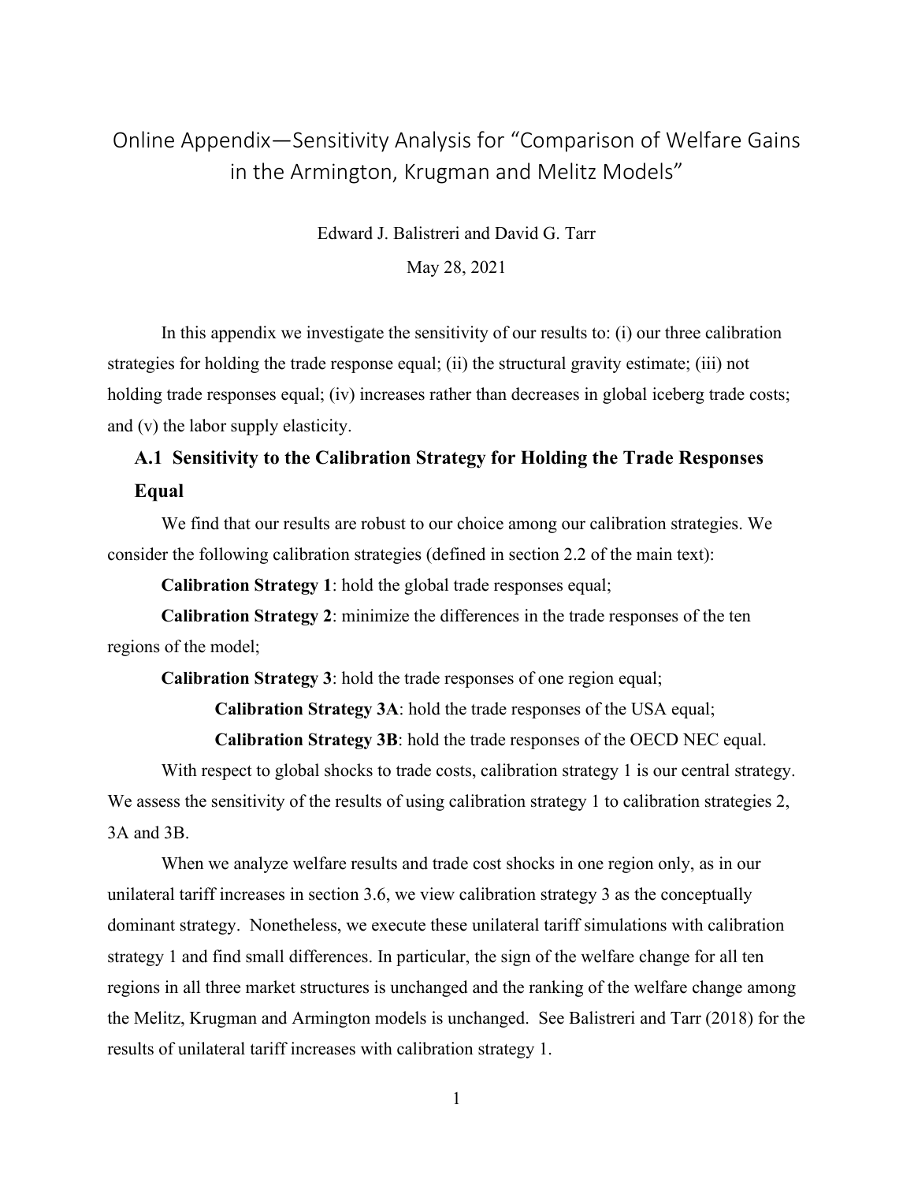# Online Appendix—Sensitivity Analysis for "Comparison of Welfare Gains in the Armington, Krugman and Melitz Models"

Edward J. Balistreri and David G. Tarr

May 28, 2021

In this appendix we investigate the sensitivity of our results to: (i) our three calibration strategies for holding the trade response equal; (ii) the structural gravity estimate; (iii) not holding trade responses equal; (iv) increases rather than decreases in global iceberg trade costs; and (v) the labor supply elasticity.

## A.1 Sensitivity to the Calibration Strategy for Holding the Trade Responses Equal

We find that our results are robust to our choice among our calibration strategies. We consider the following calibration strategies (defined in section 2.2 of the main text):

**Calibration Strategy 1**: hold the global trade responses equal;

**Calibration Strategy 2**: minimize the differences in the trade responses of the ten regions of the model;

**Calibration Strategy 3**: hold the trade responses of one region equal;

- **Calibration Strategy 3A**: hold the trade responses of the USA equal;
- **Calibration Strategy 3B**: hold the trade responses of the OECD NEC equal.

With respect to global shocks to trade costs, calibration strategy 1 is our central strategy. We assess the sensitivity of the results of using calibration strategy 1 to calibration strategies 2, 3A and 3B.

When we analyze welfare results and trade cost shocks in one region only, as in our unilateral tariff increases in section 3.6, we view calibration strategy 3 as the conceptually dominant strategy. Nonetheless, we execute these unilateral tariff simulations with calibration strategy 1 and find small differences. In particular, the sign of the welfare change for all ten regions in all three market structures is unchanged and the ranking of the welfare change among the Melitz, Krugman and Armington models is unchanged. See Balistreri and Tarr (2018) for the results of unilateral tariff increases with calibration strategy 1.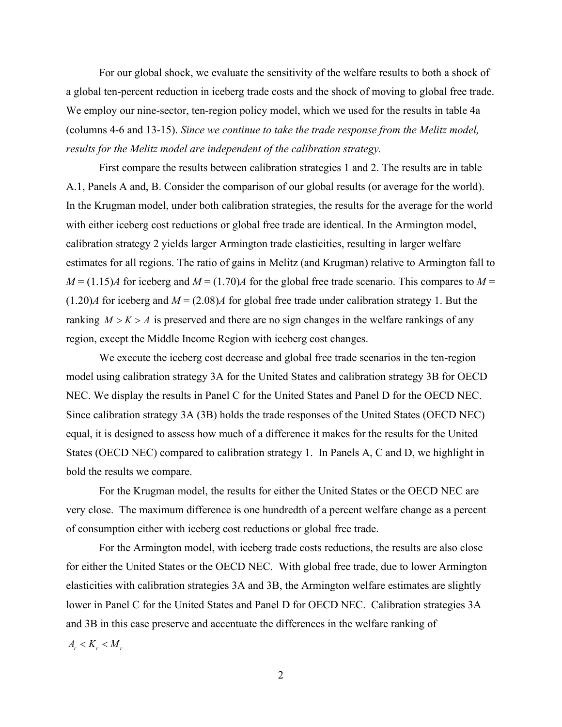For our global shock, we evaluate the sensitivity of the welfare results to both a shock of a global ten-percent reduction in iceberg trade costs and the shock of moving to global free trade. We employ our nine-sector, ten-region policy model, which we used for the results in table 4a (columns 4-6 and 13-15). *Since we continue to take the trade response from the Melitz model, results for the Melitz model are independent of the calibration strategy.*

First compare the results between calibration strategies 1 and 2. The results are in table A.1, Panels A and, B. Consider the comparison of our global results (or average for the world). In the Krugman model, under both calibration strategies, the results for the average for the world with either iceberg cost reductions or global free trade are identical. In the Armington model, calibration strategy 2 yields larger Armington trade elasticities, resulting in larger welfare estimates for all regions. The ratio of gains in Melitz (and Krugman) relative to Armington fall to $M = (1.15)A$ for iceberg and $M = (1.70)A$ for the global free trade scenario. This compares to $M = (1.20)A$ for iceberg and $M = (2.08)A$ for global free trade under calibration strategy 1. But the ranking $M > K > A$ is preserved and there are no sign changes in the welfare rankings of any region, except the Middle Income Region with iceberg cost changes.

We execute the iceberg cost decrease and global free trade scenarios in the ten-region model using calibration strategy 3A for the United States and calibration strategy 3B for OECD NEC. We display the results in Panel C for the United States and Panel D for the OECD NEC. Since calibration strategy 3A (3B) holds the trade responses of the United States (OECD NEC) equal, it is designed to assess how much of a difference it makes for the results for the United States (OECD NEC) compared to calibration strategy 1. In Panels A, C and D, we highlight in bold the results we compare.

For the Krugman model, the results for either the United States or the OECD NEC are very close. The maximum difference is one hundredth of a percent welfare change as a percent of consumption either with iceberg cost reductions or global free trade.

For the Armington model, with iceberg trade costs reductions, the results are also close for either the United States or the OECD NEC. With global free trade, due to lower Armington elasticities with calibration strategies 3A and 3B, the Armington welfare estimates are slightly lower in Panel C for the United States and Panel D for OECD NEC. Calibration strategies 3A and 3B in this case preserve and accentuate the differences in the welfare ranking of $A_r < K_r < M_r$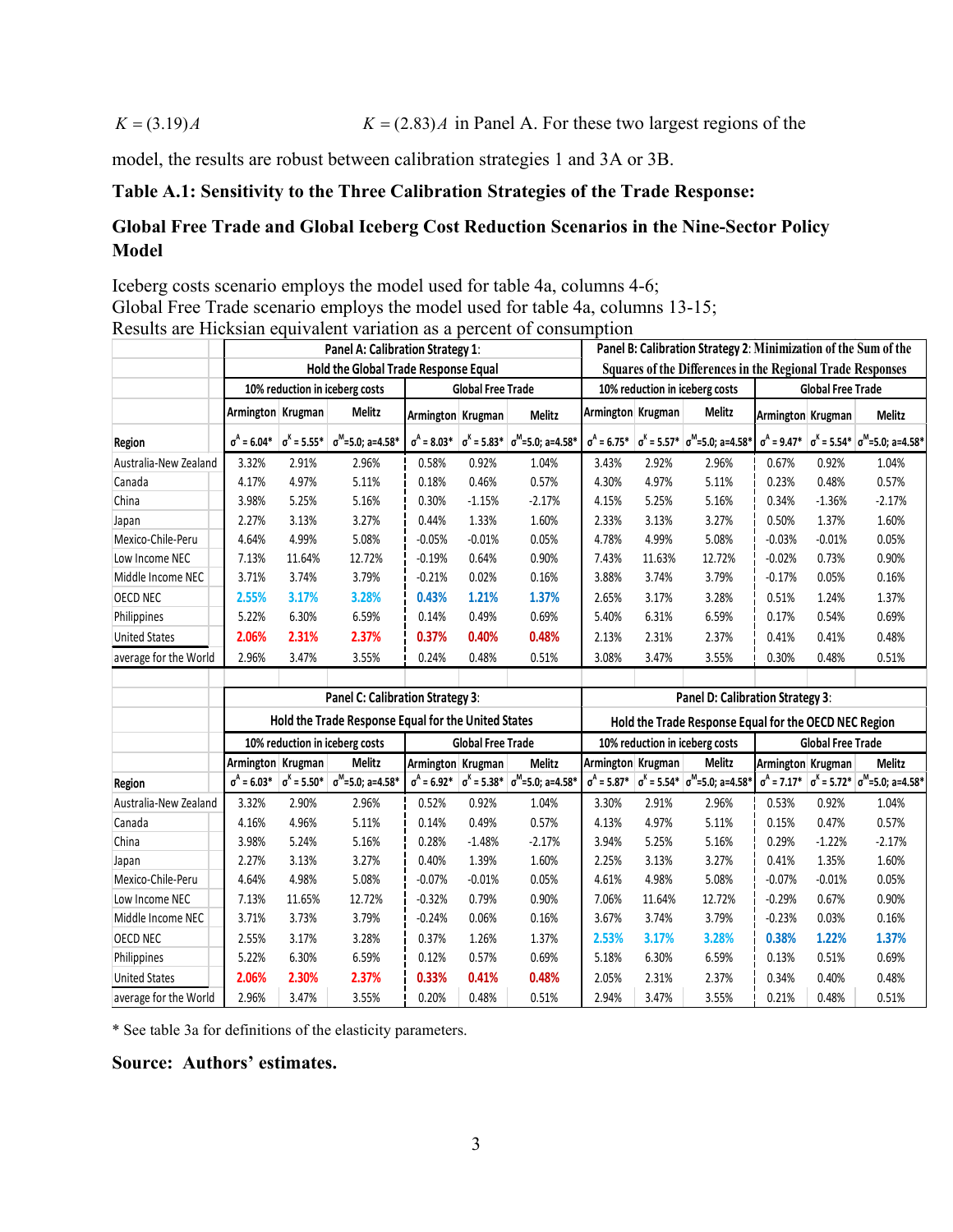$K = (3.19)A$ $K = (2.83)A$ in Panel A. For these two largest regions of the model, the results are robust between calibration strategies 1 and 3A or 3B.

### Table A.1: Sensitivity to the Three Calibration Strategies of the Trade Response:

### Global Free Trade and Global Iceberg Cost Reduction Scenarios in the Nine-Sector Policy Model

Iceberg costs scenario employs the model used for table 4a, columns 4-6;
Global Free Trade scenario employs the model used for table 4a, columns 13-15;
Results are Hicksian equivalent variation as a percent of consumption

| | Panel A: Calibration Strategy 1: Hold the Global Trade Response Equal | | | | | | Panel B: Calibration Strategy 2: Minimization of the Sum of the Squares of the Differences in the Regional Trade Responses | | | | | |
|---|---|---|---|---|---|---|---|---|---|---|---|---|
| | 10% reduction in iceberg costs | | | Global Free Trade | | | 10% reduction in iceberg costs | | | Global Free Trade | | |
| | Armington | Krugman | Melitz | Armington | Krugman | Melitz | Armington | Krugman | Melitz | Armington | Krugman | Melitz |
| Region | $\sigma^A$ = 6.04* | $\sigma^K$ = 5.55* | $\sigma^M$=5.0; a=4.58* | $\sigma^A$ = 8.03* | $\sigma^K$ = 5.83* | $\sigma^M$=5.0; a=4.58* | $\sigma^A$ = 6.75* | $\sigma^K$ = 5.57* | $\sigma^M$=5.0; a=4.58* | $\sigma^A$ = 9.47* | $\sigma^K$ = 5.54* | $\sigma^M$=5.0; a=4.58* |
| Australia-New Zealand | 3.32% | 2.91% | 2.96% | 0.58% | 0.92% | 1.04% | 3.43% | 2.92% | 2.96% | 0.67% | 0.92% | 1.04% |
| Canada | 4.17% | 4.97% | 5.11% | 0.18% | 0.46% | 0.57% | 4.30% | 4.97% | 5.11% | 0.23% | 0.48% | 0.57% |
| China | 3.98% | 5.25% | 5.16% | 0.30% | -1.15% | -2.17% | 4.15% | 5.25% | 5.16% | 0.34% | -1.36% | -2.17% |
| Japan | 2.27% | 3.13% | 3.27% | 0.44% | 1.33% | 1.60% | 2.33% | 3.13% | 3.27% | 0.50% | 1.37% | 1.60% |
| Mexico-Chile-Peru | 4.64% | 4.99% | 5.08% | -0.05% | -0.01% | 0.05% | 4.78% | 4.99% | 5.08% | -0.03% | -0.01% | 0.05% |
| Low Income NEC | 7.13% | 11.64% | 12.72% | -0.19% | 0.64% | 0.90% | 7.43% | 11.63% | 12.72% | -0.02% | 0.73% | 0.90% |
| Middle Income NEC | 3.71% | 3.74% | 3.79% | -0.21% | 0.02% | 0.16% | 3.88% | 3.74% | 3.79% | -0.17% | 0.05% | 0.16% |
| OECD NEC | 2.55% | 3.17% | 3.28% | 0.43% | 1.21% | 1.37% | 2.65% | 3.17% | 3.28% | 0.51% | 1.24% | 1.37% |
| Philippines | 5.22% | 6.30% | 6.59% | 0.14% | 0.49% | 0.69% | 5.40% | 6.31% | 6.59% | 0.17% | 0.54% | 0.69% |
| United States | 2.06% | 2.31% | 2.37% | 0.37% | 0.40% | 0.48% | 2.13% | 2.31% | 2.37% | 0.41% | 0.41% | 0.48% |
| average for the World | 2.96% | 3.47% | 3.55% | 0.24% | 0.48% | 0.51% | 3.08% | 3.47% | 3.55% | 0.30% | 0.48% | 0.51% |

| | Panel C: Calibration Strategy 3: Hold the Trade Response Equal for the United States | | | | | | Panel D: Calibration Strategy 3: Hold the Trade Response Equal for the OECD NEC Region | | | | | |
|---|---|---|---|---|---|---|---|---|---|---|---|---|
| | 10% reduction in iceberg costs | | | Global Free Trade | | | 10% reduction in iceberg costs | | | Global Free Trade | | |
| | Armington | Krugman | Melitz | Armington | Krugman | Melitz | Armington | Krugman | Melitz | Armington | Krugman | Melitz |
| Region | $\sigma^A$ = 6.03* | $\sigma^K$ = 5.50* | $\sigma^M$=5.0; a=4.58* | $\sigma^A$ = 6.92* | $\sigma^K$ = 5.38* | $\sigma^M$=5.0; a=4.58* | $\sigma^A$ = 5.87* | $\sigma^K$ = 5.54* | $\sigma^M$=5.0; a=4.58* | $\sigma^A$ = 7.17* | $\sigma^K$ = 5.72* | $\sigma^M$=5.0; a=4.58* |
| Australia-New Zealand | 3.32% | 2.90% | 2.96% | 0.52% | 0.92% | 1.04% | 3.30% | 2.91% | 2.96% | 0.53% | 0.92% | 1.04% |
| Canada | 4.16% | 4.96% | 5.11% | 0.14% | 0.49% | 0.57% | 4.13% | 4.97% | 5.11% | 0.15% | 0.47% | 0.57% |
| China | 3.98% | 5.24% | 5.16% | 0.28% | -1.48% | -2.17% | 3.94% | 5.25% | 5.16% | 0.29% | -1.22% | -2.17% |
| Japan | 2.27% | 3.13% | 3.27% | 0.40% | 1.39% | 1.60% | 2.25% | 3.13% | 3.27% | 0.41% | 1.35% | 1.60% |
| Mexico-Chile-Peru | 4.64% | 4.98% | 5.08% | -0.07% | -0.01% | 0.05% | 4.61% | 4.98% | 5.08% | -0.07% | -0.01% | 0.05% |
| Low Income NEC | 7.13% | 11.65% | 12.72% | -0.32% | 0.79% | 0.90% | 7.06% | 11.64% | 12.72% | -0.29% | 0.67% | 0.90% |
| Middle Income NEC | 3.71% | 3.73% | 3.79% | -0.24% | 0.06% | 0.16% | 3.67% | 3.74% | 3.79% | -0.23% | 0.03% | 0.16% |
| OECD NEC | 2.55% | 3.17% | 3.28% | 0.37% | 1.26% | 1.37% | 2.53% | 3.17% | 3.28% | 0.38% | 1.22% | 1.37% |
| Philippines | 5.22% | 6.30% | 6.59% | 0.12% | 0.57% | 0.69% | 5.18% | 6.30% | 6.59% | 0.13% | 0.51% | 0.69% |
| United States | 2.06% | 2.30% | 2.37% | 0.33% | 0.41% | 0.48% | 2.05% | 2.31% | 2.37% | 0.34% | 0.40% | 0.48% |
| average for the World | 2.96% | 3.47% | 3.55% | 0.20% | 0.48% | 0.51% | 2.94% | 3.47% | 3.55% | 0.21% | 0.48% | 0.51% |

* See table 3a for definitions of the elasticity parameters.

**Source: Authors' estimates.**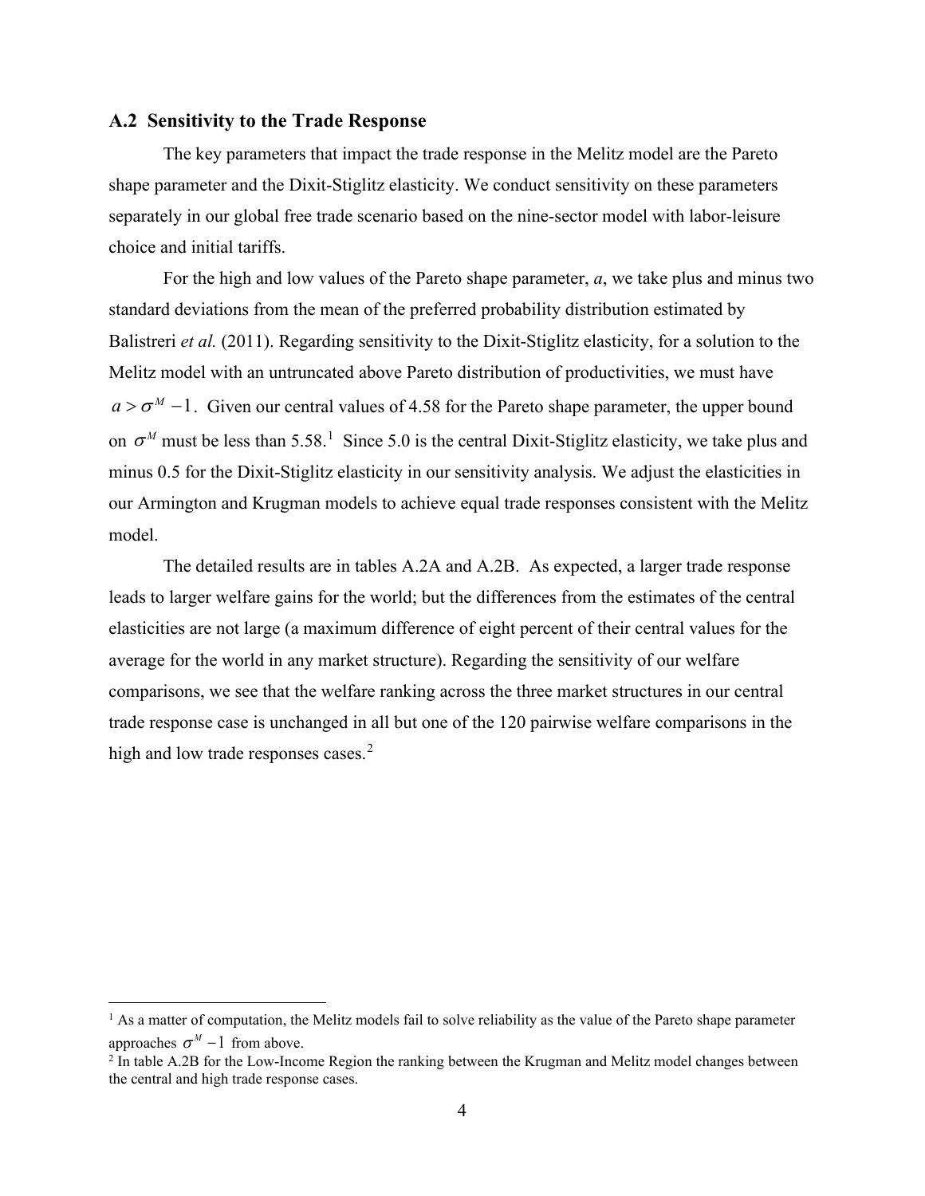## A.2 Sensitivity to the Trade Response

The key parameters that impact the trade response in the Melitz model are the Pareto shape parameter and the Dixit-Stiglitz elasticity. We conduct sensitivity on these parameters separately in our global free trade scenario based on the nine-sector model with labor-leisure choice and initial tariffs.

For the high and low values of the Pareto shape parameter, *a*, we take plus and minus two standard deviations from the mean of the preferred probability distribution estimated by Balistreri *et al.* (2011). Regarding sensitivity to the Dixit-Stiglitz elasticity, for a solution to the Melitz model with an untruncated above Pareto distribution of productivities, we must have $a > \sigma^M - 1$. Given our central values of 4.58 for the Pareto shape parameter, the upper bound on $\sigma^M$ must be less than 5.58.[1] Since 5.0 is the central Dixit-Stiglitz elasticity, we take plus and minus 0.5 for the Dixit-Stiglitz elasticity in our sensitivity analysis. We adjust the elasticities in our Armington and Krugman models to achieve equal trade responses consistent with the Melitz model.

The detailed results are in tables A.2A and A.2B. As expected, a larger trade response leads to larger welfare gains for the world; but the differences from the estimates of the central elasticities are not large (a maximum difference of eight percent of their central values for the average for the world in any market structure). Regarding the sensitivity of our welfare comparisons, we see that the welfare ranking across the three market structures in our central trade response case is unchanged in all but one of the 120 pairwise welfare comparisons in the high and low trade responses cases.[2]

---

[1] As a matter of computation, the Melitz models fail to solve reliability as the value of the Pareto shape parameter approaches $\sigma^M - 1$ from above.

[2] In table A.2B for the Low-Income Region the ranking between the Krugman and Melitz model changes between the central and high trade response cases.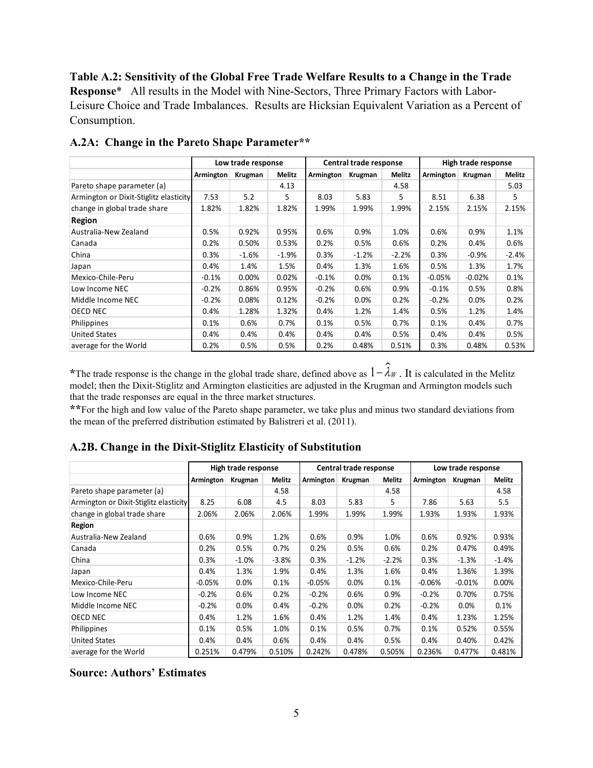**Table A.2: Sensitivity of the Global Free Trade Welfare Results to a Change in the Trade Response*** All results in the Model with Nine-Sectors, Three Primary Factors with Labor-Leisure Choice and Trade Imbalances. Results are Hicksian Equivalent Variation as a Percent of Consumption.

### A.2A: Change in the Pareto Shape Parameter**

| | Low trade response | | | Central trade response | | | High trade response | | |
|---|---|---|---|---|---|---|---|---|---|
| | Armington | Krugman | Melitz | Armington | Krugman | Melitz | Armington | Krugman | Melitz |
| Pareto shape parameter (a) | | | 4.13 | | | 4.58 | | | 5.03 |
| Armington or Dixit-Stiglitz elasticity | 7.53 | 5.2 | 5 | 8.03 | 5.83 | 5 | 8.51 | 6.38 | 5 |
| change in global trade share | 1.82% | 1.82% | 1.82% | 1.99% | 1.99% | 1.99% | 2.15% | 2.15% | 2.15% |
| **Region** | | | | | | | | | |
| Australia-New Zealand | 0.5% | 0.92% | 0.95% | 0.6% | 0.9% | 1.0% | 0.6% | 0.9% | 1.1% |
| Canada | 0.2% | 0.50% | 0.53% | 0.2% | 0.5% | 0.6% | 0.2% | 0.4% | 0.6% |
| China | 0.3% | -1.6% | -1.9% | 0.3% | -1.2% | -2.2% | 0.3% | -0.9% | -2.4% |
| Japan | 0.4% | 1.4% | 1.5% | 0.4% | 1.3% | 1.6% | 0.5% | 1.3% | 1.7% |
| Mexico-Chile-Peru | -0.1% | 0.00% | 0.02% | -0.1% | 0.0% | 0.1% | -0.05% | -0.02% | 0.1% |
| Low Income NEC | -0.2% | 0.86% | 0.95% | -0.2% | 0.6% | 0.9% | -0.1% | 0.5% | 0.8% |
| Middle Income NEC | -0.2% | 0.08% | 0.12% | -0.2% | 0.0% | 0.2% | -0.2% | 0.0% | 0.2% |
| OECD NEC | 0.4% | 1.28% | 1.32% | 0.4% | 1.2% | 1.4% | 0.5% | 1.2% | 1.4% |
| Philippines | 0.1% | 0.6% | 0.7% | 0.1% | 0.5% | 0.7% | 0.1% | 0.4% | 0.7% |
| United States | 0.4% | 0.4% | 0.4% | 0.4% | 0.4% | 0.5% | 0.4% | 0.4% | 0.5% |
| average for the World | 0.2% | 0.5% | 0.5% | 0.2% | 0.48% | 0.51% | 0.3% | 0.48% | 0.53% |

*The trade response is the change in the global trade share, defined above as $1-\hat{\lambda}_W$. It is calculated in the Melitz model; then the Dixit-Stiglitz and Armington elasticities are adjusted in the Krugman and Armington models such that the trade responses are equal in the three market structures.

**For the high and low value of the Pareto shape parameter, we take plus and minus two standard deviations from the mean of the preferred distribution estimated by Balistreri et al. (2011).

### A.2B. Change in the Dixit-Stiglitz Elasticity of Substitution

| | High trade response | | | Central trade response | | | Low trade response | | |
|---|---|---|---|---|---|---|---|---|---|
| | Armington | Krugman | Melitz | Armington | Krugman | Melitz | Armington | Krugman | Melitz |
| Pareto shape parameter (a) | | | 4.58 | | | 4.58 | | | 4.58 |
| Armington or Dixit-Stiglitz elasticity | 8.25 | 6.08 | 4.5 | 8.03 | 5.83 | 5 | 7.86 | 5.63 | 5.5 |
| change in global trade share | 2.06% | 2.06% | 2.06% | 1.99% | 1.99% | 1.99% | 1.93% | 1.93% | 1.93% |
| **Region** | | | | | | | | | |
| Australia-New Zealand | 0.6% | 0.9% | 1.2% | 0.6% | 0.9% | 1.0% | 0.6% | 0.92% | 0.93% |
| Canada | 0.2% | 0.5% | 0.7% | 0.2% | 0.5% | 0.6% | 0.2% | 0.47% | 0.49% |
| China | 0.3% | -1.0% | -3.8% | 0.3% | -1.2% | -2.2% | 0.3% | -1.3% | -1.4% |
| Japan | 0.4% | 1.3% | 1.9% | 0.4% | 1.3% | 1.6% | 0.4% | 1.36% | 1.39% |
| Mexico-Chile-Peru | -0.05% | 0.0% | 0.1% | -0.05% | 0.0% | 0.1% | -0.06% | -0.01% | 0.00% |
| Low Income NEC | -0.2% | 0.6% | 0.2% | -0.2% | 0.6% | 0.9% | -0.2% | 0.70% | 0.75% |
| Middle Income NEC | -0.2% | 0.0% | 0.4% | -0.2% | 0.0% | 0.2% | -0.2% | 0.0% | 0.1% |
| OECD NEC | 0.4% | 1.2% | 1.6% | 0.4% | 1.2% | 1.4% | 0.4% | 1.23% | 1.25% |
| Philippines | 0.1% | 0.5% | 1.0% | 0.1% | 0.5% | 0.7% | 0.1% | 0.52% | 0.55% |
| United States | 0.4% | 0.4% | 0.6% | 0.4% | 0.4% | 0.5% | 0.4% | 0.40% | 0.42% |
| average for the World | 0.251% | 0.479% | 0.510% | 0.242% | 0.478% | 0.505% | 0.236% | 0.477% | 0.481% |

**Source: Authors' Estimates**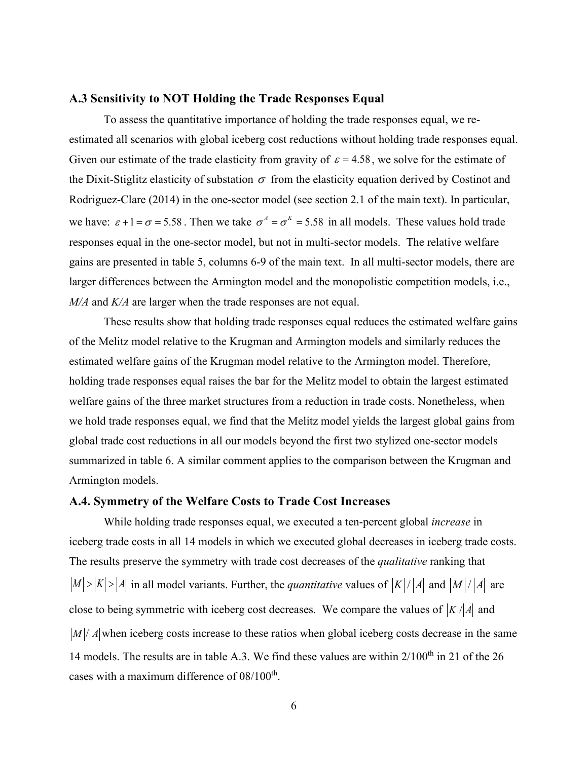### A.3 Sensitivity to NOT Holding the Trade Responses Equal

To assess the quantitative importance of holding the trade responses equal, we re-estimated all scenarios with global iceberg cost reductions without holding trade responses equal. Given our estimate of the trade elasticity from gravity of $\varepsilon = 4.58$, we solve for the estimate of the Dixit-Stiglitz elasticity of substation $\sigma$ from the elasticity equation derived by Costinot and Rodriguez-Clare (2014) in the one-sector model (see section 2.1 of the main text). In particular, we have: $\varepsilon + 1 = \sigma = 5.58$. Then we take $\sigma^A = \sigma^K = 5.58$ in all models. These values hold trade responses equal in the one-sector model, but not in multi-sector models. The relative welfare gains are presented in table 5, columns 6-9 of the main text. In all multi-sector models, there are larger differences between the Armington model and the monopolistic competition models, i.e., *M/A* and *K/A* are larger when the trade responses are not equal.

These results show that holding trade responses equal reduces the estimated welfare gains of the Melitz model relative to the Krugman and Armington models and similarly reduces the estimated welfare gains of the Krugman model relative to the Armington model. Therefore, holding trade responses equal raises the bar for the Melitz model to obtain the largest estimated welfare gains of the three market structures from a reduction in trade costs. Nonetheless, when we hold trade responses equal, we find that the Melitz model yields the largest global gains from global trade cost reductions in all our models beyond the first two stylized one-sector models summarized in table 6. A similar comment applies to the comparison between the Krugman and Armington models.

### A.4. Symmetry of the Welfare Costs to Trade Cost Increases

While holding trade responses equal, we executed a ten-percent global *increase* in iceberg trade costs in all 14 models in which we executed global decreases in iceberg trade costs. The results preserve the symmetry with trade cost decreases of the *qualitative* ranking that $|M| > |K| > |A|$ in all model variants. Further, the *quantitative* values of $|K|/|A|$ and $|M|/|A|$ are close to being symmetric with iceberg cost decreases. We compare the values of $|K|/|A|$ and $|M|/|A|$ when iceberg costs increase to these ratios when global iceberg costs decrease in the same 14 models. The results are in table A.3. We find these values are within 2/100[th] in 21 of the 26 cases with a maximum difference of 08/100[th].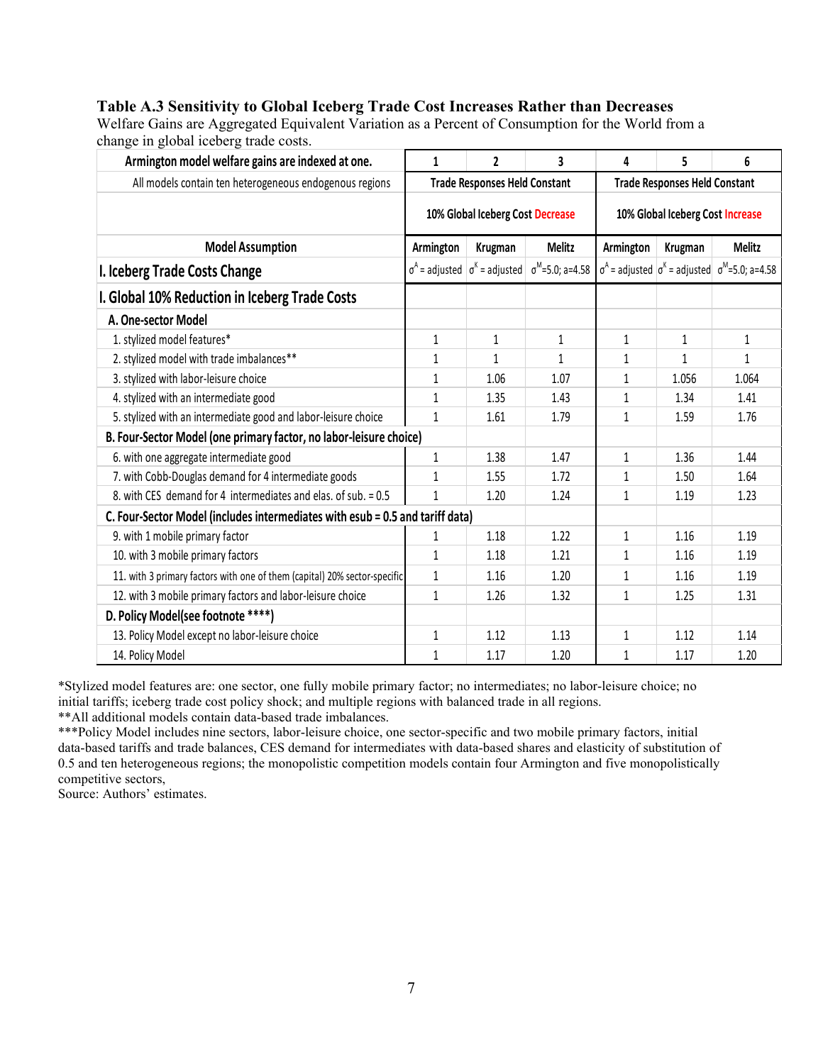**Table A.3 Sensitivity to Global Iceberg Trade Cost Increases Rather than Decreases**

Welfare Gains are Aggregated Equivalent Variation as a Percent of Consumption for the World from a change in global iceberg trade costs.

| Armington model welfare gains are indexed at one. | 1 | 2 | 3 | 4 | 5 | 6 |
|---|---|---|---|---|---|---|
| All models contain ten heterogeneous endogenous regions | Trade Responses Held Constant | | | Trade Responses Held Constant | | |
| | 10% Global Iceberg Cost Decrease | | | 10% Global Iceberg Cost Increase | | |
| **Model Assumption** | Armington | Krugman | Melitz | Armington | Krugman | Melitz |
| **I. Iceberg Trade Costs Change** | $\sigma^A$ = adjusted | $\sigma^K$ = adjusted | $\sigma^M$=5.0; a=4.58 | $\sigma^A$ = adjusted | $\sigma^K$ = adjusted | $\sigma^M$=5.0; a=4.58 |
| **I. Global 10% Reduction in Iceberg Trade Costs** | | | | | | |
| **A. One-sector Model** | | | | | | |
| 1. stylized model features* | 1 | 1 | 1 | 1 | 1 | 1 |
| 2. stylized model with trade imbalances** | 1 | 1 | 1 | 1 | 1 | 1 |
| 3. stylized with labor-leisure choice | 1 | 1.06 | 1.07 | 1 | 1.056 | 1.064 |
| 4. stylized with an intermediate good | 1 | 1.35 | 1.43 | 1 | 1.34 | 1.41 |
| 5. stylized with an intermediate good and labor-leisure choice | 1 | 1.61 | 1.79 | 1 | 1.59 | 1.76 |
| **B. Four-Sector Model (one primary factor, no labor-leisure choice)** | | | | | | |
| 6. with one aggregate intermediate good | 1 | 1.38 | 1.47 | 1 | 1.36 | 1.44 |
| 7. with Cobb-Douglas demand for 4 intermediate goods | 1 | 1.55 | 1.72 | 1 | 1.50 | 1.64 |
| 8. with CES demand for 4 intermediates and elas. of sub. = 0.5 | 1 | 1.20 | 1.24 | 1 | 1.19 | 1.23 |
| **C. Four-Sector Model (includes intermediates with esub = 0.5 and tariff data)** | | | | | | |
| 9. with 1 mobile primary factor | 1 | 1.18 | 1.22 | 1 | 1.16 | 1.19 |
| 10. with 3 mobile primary factors | 1 | 1.18 | 1.21 | 1 | 1.16 | 1.19 |
| 11. with 3 primary factors with one of them (capital) 20% sector-specific | 1 | 1.16 | 1.20 | 1 | 1.16 | 1.19 |
| 12. with 3 mobile primary factors and labor-leisure choice | 1 | 1.26 | 1.32 | 1 | 1.25 | 1.31 |
| **D. Policy Model(see footnote ****)** | | | | | | |
| 13. Policy Model except no labor-leisure choice | 1 | 1.12 | 1.13 | 1 | 1.12 | 1.14 |
| 14. Policy Model | 1 | 1.17 | 1.20 | 1 | 1.17 | 1.20 |

*Stylized model features are: one sector, one fully mobile primary factor; no intermediates; no labor-leisure choice; no initial tariffs; iceberg trade cost policy shock; and multiple regions with balanced trade in all regions.

**All additional models contain data-based trade imbalances.

***Policy Model includes nine sectors, labor-leisure choice, one sector-specific and two mobile primary factors, initial data-based tariffs and trade balances, CES demand for intermediates with data-based shares and elasticity of substitution of 0.5 and ten heterogeneous regions; the monopolistic competition models contain four Armington and five monopolistically competitive sectors,

Source: Authors' estimates.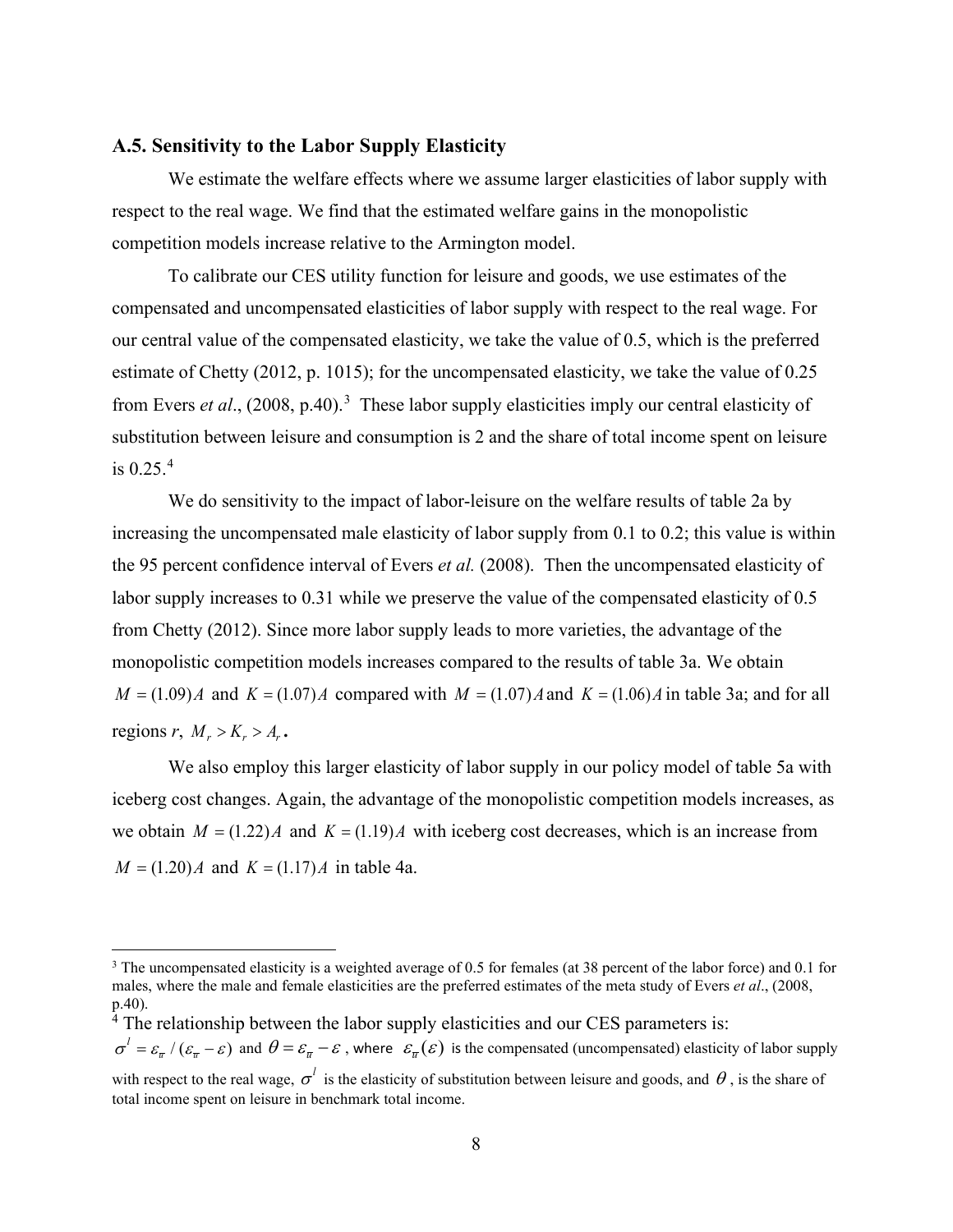### A.5. Sensitivity to the Labor Supply Elasticity

We estimate the welfare effects where we assume larger elasticities of labor supply with respect to the real wage. We find that the estimated welfare gains in the monopolistic competition models increase relative to the Armington model.

To calibrate our CES utility function for leisure and goods, we use estimates of the compensated and uncompensated elasticities of labor supply with respect to the real wage. For our central value of the compensated elasticity, we take the value of 0.5, which is the preferred estimate of Chetty (2012, p. 1015); for the uncompensated elasticity, we take the value of 0.25 from Evers *et al*., (2008, p.40).[3] These labor supply elasticities imply our central elasticity of substitution between leisure and consumption is 2 and the share of total income spent on leisure is 0.25.[4]

We do sensitivity to the impact of labor-leisure on the welfare results of table 2a by increasing the uncompensated male elasticity of labor supply from 0.1 to 0.2; this value is within the 95 percent confidence interval of Evers *et al.* (2008). Then the uncompensated elasticity of labor supply increases to 0.31 while we preserve the value of the compensated elasticity of 0.5 from Chetty (2012). Since more labor supply leads to more varieties, the advantage of the monopolistic competition models increases compared to the results of table 3a. We obtain $M = (1.09)A$ and $K = (1.07)A$ compared with $M = (1.07)A$ and $K = (1.06)A$ in table 3a; and for all regions *r*, $M_r > K_r > A_r$.

We also employ this larger elasticity of labor supply in our policy model of table 5a with iceberg cost changes. Again, the advantage of the monopolistic competition models increases, as we obtain $M = (1.22)A$ and $K = (1.19)A$ with iceberg cost decreases, which is an increase from $M = (1.20)A$ and $K = (1.17)A$ in table 4a.

---

[3] The uncompensated elasticity is a weighted average of 0.5 for females (at 38 percent of the labor force) and 0.1 for males, where the male and female elasticities are the preferred estimates of the meta study of Evers *et al*., (2008, p.40).

[4] The relationship between the labor supply elasticities and our CES parameters is: $\sigma^{l} = \varepsilon_{\pi} / (\varepsilon_{\pi} - \varepsilon)$ and $\theta = \varepsilon_{\pi} - \varepsilon$, where $\varepsilon_{\pi}(\varepsilon)$ is the compensated (uncompensated) elasticity of labor supply with respect to the real wage, $\sigma^{l}$ is the elasticity of substitution between leisure and goods, and $\theta$, is the share of total income spent on leisure in benchmark total income.